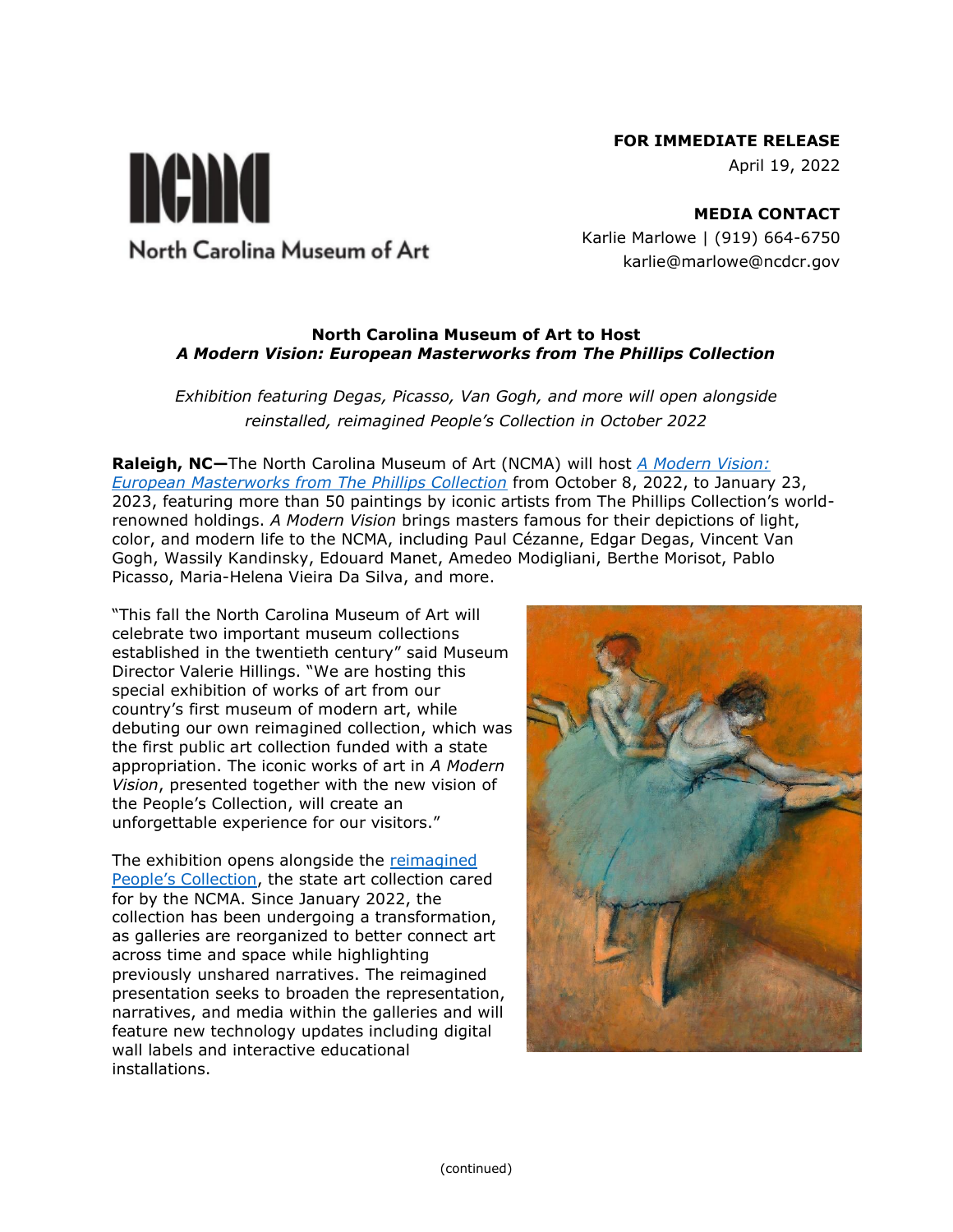North Carolina Museum of Art

**FOR IMMEDIATE RELEASE**
April 19, 2022

**MEDIA CONTACT**
Karlie Marlowe | (919) 664-6750
karlie@marlowe@ncdcr.gov

## North Carolina Museum of Art to Host *A Modern Vision: European Masterworks from The Phillips Collection*

*Exhibition featuring Degas, Picasso, Van Gogh, and more will open alongside reinstalled, reimagined People's Collection in October 2022*

**Raleigh, NC—**The North Carolina Museum of Art (NCMA) will host *A Modern Vision: European Masterworks from The Phillips Collection* from October 8, 2022, to January 23, 2023, featuring more than 50 paintings by iconic artists from The Phillips Collection's world-renowned holdings. *A Modern Vision* brings masters famous for their depictions of light, color, and modern life to the NCMA, including Paul Cézanne, Edgar Degas, Vincent Van Gogh, Wassily Kandinsky, Edouard Manet, Amedeo Modigliani, Berthe Morisot, Pablo Picasso, Maria-Helena Vieira Da Silva, and more.

"This fall the North Carolina Museum of Art will celebrate two important museum collections established in the twentieth century" said Museum Director Valerie Hillings. "We are hosting this special exhibition of works of art from our country's first museum of modern art, while debuting our own reimagined collection, which was the first public art collection funded with a state appropriation. The iconic works of art in *A Modern Vision*, presented together with the new vision of the People's Collection, will create an unforgettable experience for our visitors."

The exhibition opens alongside the reimagined People's Collection, the state art collection cared for by the NCMA. Since January 2022, the collection has been undergoing a transformation, as galleries are reorganized to better connect art across time and space while highlighting previously unshared narratives. The reimagined presentation seeks to broaden the representation, narratives, and media within the galleries and will feature new technology updates including digital wall labels and interactive educational installations.

(continued)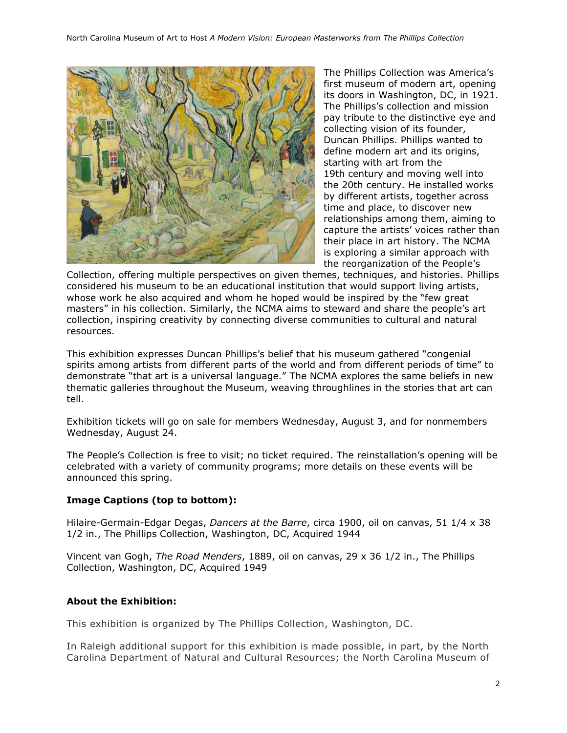The Phillips Collection was America's first museum of modern art, opening its doors in Washington, DC, in 1921. The Phillips's collection and mission pay tribute to the distinctive eye and collecting vision of its founder, Duncan Phillips. Phillips wanted to define modern art and its origins, starting with art from the 19th century and moving well into the 20th century. He installed works by different artists, together across time and place, to discover new relationships among them, aiming to capture the artists' voices rather than their place in art history. The NCMA is exploring a similar approach with the reorganization of the People's Collection, offering multiple perspectives on given themes, techniques, and histories. Phillips considered his museum to be an educational institution that would support living artists, whose work he also acquired and whom he hoped would be inspired by the "few great masters" in his collection. Similarly, the NCMA aims to steward and share the people's art collection, inspiring creativity by connecting diverse communities to cultural and natural resources.

This exhibition expresses Duncan Phillips's belief that his museum gathered "congenial spirits among artists from different parts of the world and from different periods of time" to demonstrate "that art is a universal language." The NCMA explores the same beliefs in new thematic galleries throughout the Museum, weaving throughlines in the stories that art can tell.

Exhibition tickets will go on sale for members Wednesday, August 3, and for nonmembers Wednesday, August 24.

The People's Collection is free to visit; no ticket required. The reinstallation's opening will be celebrated with a variety of community programs; more details on these events will be announced this spring.

**Image Captions (top to bottom):**

Hilaire-Germain-Edgar Degas, *Dancers at the Barre*, circa 1900, oil on canvas, 51 1/4 x 38 1/2 in., The Phillips Collection, Washington, DC, Acquired 1944

Vincent van Gogh, *The Road Menders*, 1889, oil on canvas, 29 x 36 1/2 in., The Phillips Collection, Washington, DC, Acquired 1949

**About the Exhibition:**

This exhibition is organized by The Phillips Collection, Washington, DC.

In Raleigh additional support for this exhibition is made possible, in part, by the North Carolina Department of Natural and Cultural Resources; the North Carolina Museum of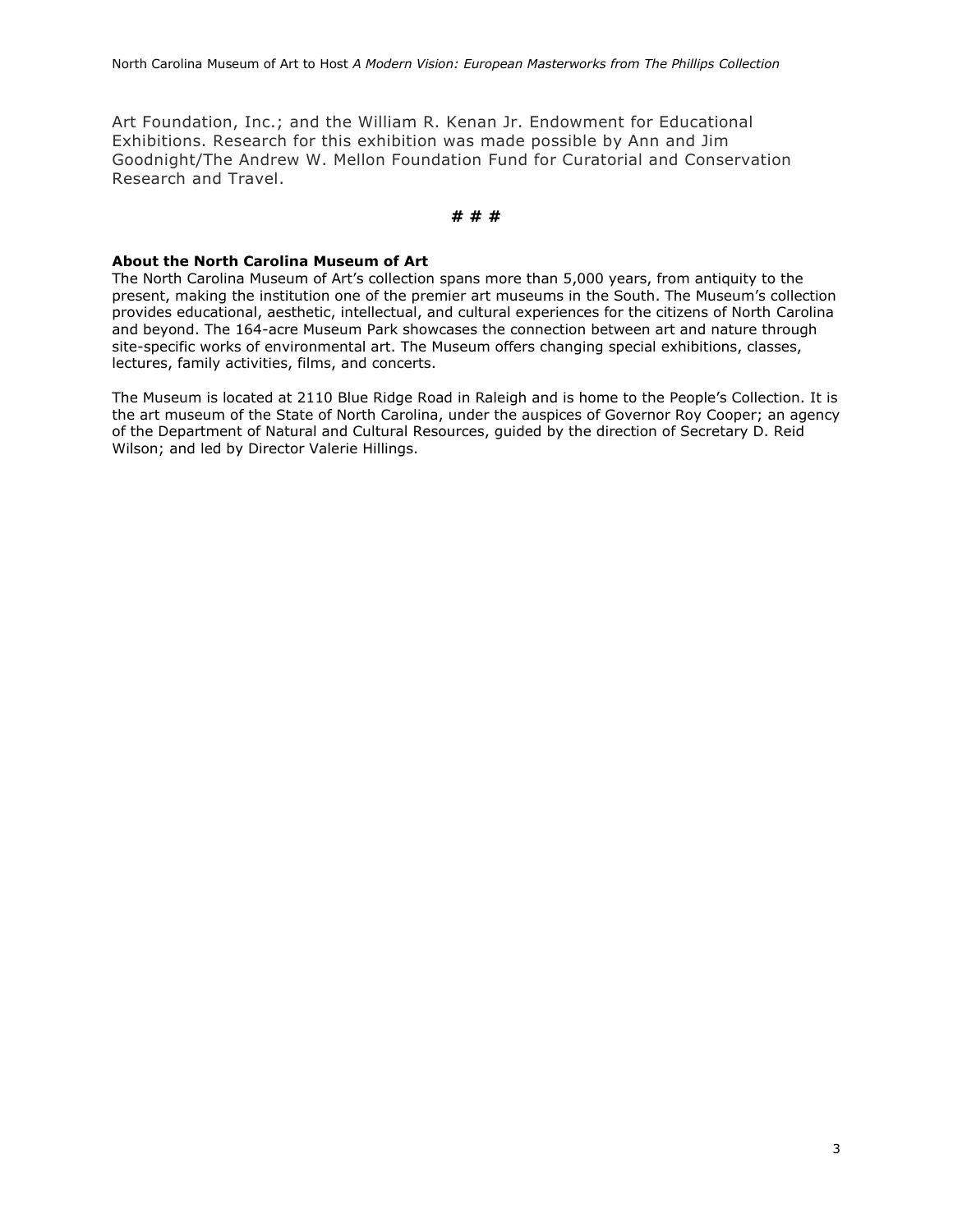Art Foundation, Inc.; and the William R. Kenan Jr. Endowment for Educational Exhibitions. Research for this exhibition was made possible by Ann and Jim Goodnight/The Andrew W. Mellon Foundation Fund for Curatorial and Conservation Research and Travel.

**# # #**

**About the North Carolina Museum of Art**

The North Carolina Museum of Art's collection spans more than 5,000 years, from antiquity to the present, making the institution one of the premier art museums in the South. The Museum's collection provides educational, aesthetic, intellectual, and cultural experiences for the citizens of North Carolina and beyond. The 164-acre Museum Park showcases the connection between art and nature through site-specific works of environmental art. The Museum offers changing special exhibitions, classes, lectures, family activities, films, and concerts.

The Museum is located at 2110 Blue Ridge Road in Raleigh and is home to the People's Collection. It is the art museum of the State of North Carolina, under the auspices of Governor Roy Cooper; an agency of the Department of Natural and Cultural Resources, guided by the direction of Secretary D. Reid Wilson; and led by Director Valerie Hillings.